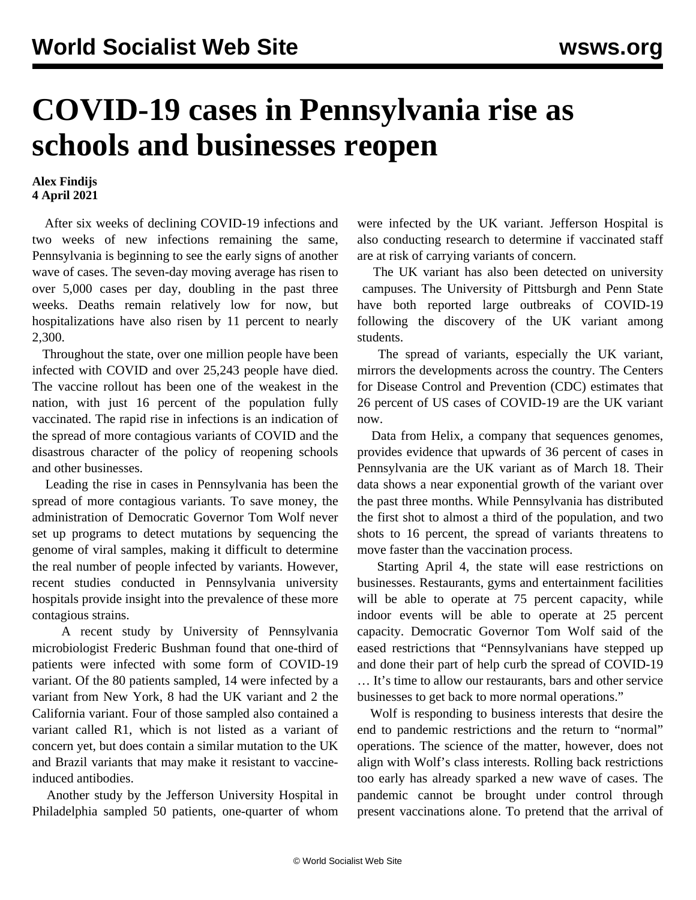# COVID-19 cases in Pennsylvania rise as schools and businesses reopen

**Alex Findijs**
**4 April 2021**

After six weeks of declining COVID-19 infections and two weeks of new infections remaining the same, Pennsylvania is beginning to see the early signs of another wave of cases. The seven-day moving average has risen to over 5,000 cases per day, doubling in the past three weeks. Deaths remain relatively low for now, but hospitalizations have also risen by 11 percent to nearly 2,300.

Throughout the state, over one million people have been infected with COVID and over 25,243 people have died. The vaccine rollout has been one of the weakest in the nation, with just 16 percent of the population fully vaccinated. The rapid rise in infections is an indication of the spread of more contagious variants of COVID and the disastrous character of the policy of reopening schools and other businesses.

Leading the rise in cases in Pennsylvania has been the spread of more contagious variants. To save money, the administration of Democratic Governor Tom Wolf never set up programs to detect mutations by sequencing the genome of viral samples, making it difficult to determine the real number of people infected by variants. However, recent studies conducted in Pennsylvania university hospitals provide insight into the prevalence of these more contagious strains.

A recent study by University of Pennsylvania microbiologist Frederic Bushman found that one-third of patients were infected with some form of COVID-19 variant. Of the 80 patients sampled, 14 were infected by a variant from New York, 8 had the UK variant and 2 the California variant. Four of those sampled also contained a variant called R1, which is not listed as a variant of concern yet, but does contain a similar mutation to the UK and Brazil variants that may make it resistant to vaccine-induced antibodies.

Another study by the Jefferson University Hospital in Philadelphia sampled 50 patients, one-quarter of whom were infected by the UK variant. Jefferson Hospital is also conducting research to determine if vaccinated staff are at risk of carrying variants of concern.

The UK variant has also been detected on university campuses. The University of Pittsburgh and Penn State have both reported large outbreaks of COVID-19 following the discovery of the UK variant among students.

The spread of variants, especially the UK variant, mirrors the developments across the country. The Centers for Disease Control and Prevention (CDC) estimates that 26 percent of US cases of COVID-19 are the UK variant now.

Data from Helix, a company that sequences genomes, provides evidence that upwards of 36 percent of cases in Pennsylvania are the UK variant as of March 18. Their data shows a near exponential growth of the variant over the past three months. While Pennsylvania has distributed the first shot to almost a third of the population, and two shots to 16 percent, the spread of variants threatens to move faster than the vaccination process.

Starting April 4, the state will ease restrictions on businesses. Restaurants, gyms and entertainment facilities will be able to operate at 75 percent capacity, while indoor events will be able to operate at 25 percent capacity. Democratic Governor Tom Wolf said of the eased restrictions that "Pennsylvanians have stepped up and done their part of help curb the spread of COVID-19 … It's time to allow our restaurants, bars and other service businesses to get back to more normal operations."

Wolf is responding to business interests that desire the end to pandemic restrictions and the return to "normal" operations. The science of the matter, however, does not align with Wolf's class interests. Rolling back restrictions too early has already sparked a new wave of cases. The pandemic cannot be brought under control through present vaccinations alone. To pretend that the arrival of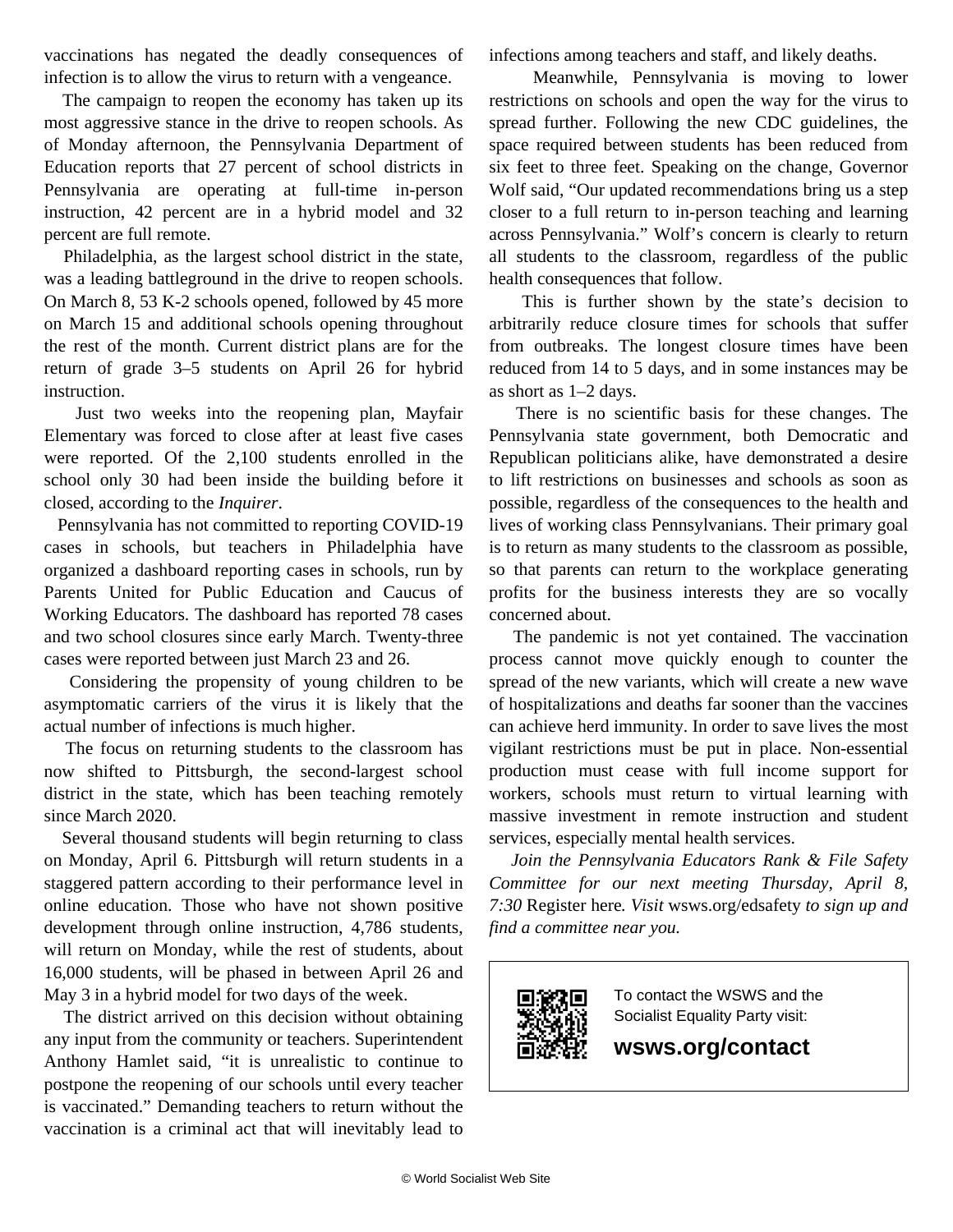vaccinations has negated the deadly consequences of infection is to allow the virus to return with a vengeance.

The campaign to reopen the economy has taken up its most aggressive stance in the drive to reopen schools. As of Monday afternoon, the Pennsylvania Department of Education reports that 27 percent of school districts in Pennsylvania are operating at full-time in-person instruction, 42 percent are in a hybrid model and 32 percent are full remote.

Philadelphia, as the largest school district in the state, was a leading battleground in the drive to reopen schools. On March 8, 53 K-2 schools opened, followed by 45 more on March 15 and additional schools opening throughout the rest of the month. Current district plans are for the return of grade 3–5 students on April 26 for hybrid instruction.

Just two weeks into the reopening plan, Mayfair Elementary was forced to close after at least five cases were reported. Of the 2,100 students enrolled in the school only 30 had been inside the building before it closed, according to the *Inquirer*.

Pennsylvania has not committed to reporting COVID-19 cases in schools, but teachers in Philadelphia have organized a dashboard reporting cases in schools, run by Parents United for Public Education and Caucus of Working Educators. The dashboard has reported 78 cases and two school closures since early March. Twenty-three cases were reported between just March 23 and 26.

Considering the propensity of young children to be asymptomatic carriers of the virus it is likely that the actual number of infections is much higher.

The focus on returning students to the classroom has now shifted to Pittsburgh, the second-largest school district in the state, which has been teaching remotely since March 2020.

Several thousand students will begin returning to class on Monday, April 6. Pittsburgh will return students in a staggered pattern according to their performance level in online education. Those who have not shown positive development through online instruction, 4,786 students, will return on Monday, while the rest of students, about 16,000 students, will be phased in between April 26 and May 3 in a hybrid model for two days of the week.

The district arrived on this decision without obtaining any input from the community or teachers. Superintendent Anthony Hamlet said, "it is unrealistic to continue to postpone the reopening of our schools until every teacher is vaccinated." Demanding teachers to return without the vaccination is a criminal act that will inevitably lead to infections among teachers and staff, and likely deaths.

Meanwhile, Pennsylvania is moving to lower restrictions on schools and open the way for the virus to spread further. Following the new CDC guidelines, the space required between students has been reduced from six feet to three feet. Speaking on the change, Governor Wolf said, "Our updated recommendations bring us a step closer to a full return to in-person teaching and learning across Pennsylvania." Wolf's concern is clearly to return all students to the classroom, regardless of the public health consequences that follow.

This is further shown by the state's decision to arbitrarily reduce closure times for schools that suffer from outbreaks. The longest closure times have been reduced from 14 to 5 days, and in some instances may be as short as 1–2 days.

There is no scientific basis for these changes. The Pennsylvania state government, both Democratic and Republican politicians alike, have demonstrated a desire to lift restrictions on businesses and schools as soon as possible, regardless of the consequences to the health and lives of working class Pennsylvanians. Their primary goal is to return as many students to the classroom as possible, so that parents can return to the workplace generating profits for the business interests they are so vocally concerned about.

The pandemic is not yet contained. The vaccination process cannot move quickly enough to counter the spread of the new variants, which will create a new wave of hospitalizations and deaths far sooner than the vaccines can achieve herd immunity. In order to save lives the most vigilant restrictions must be put in place. Non-essential production must cease with full income support for workers, schools must return to virtual learning with massive investment in remote instruction and student services, especially mental health services.

*Join the Pennsylvania Educators Rank & File Safety Committee for our next meeting Thursday, April 8, 7:30* Register here. *Visit* wsws.org/edsafety *to sign up and find a committee near you.*

To contact the WSWS and the Socialist Equality Party visit:

**wsws.org/contact**